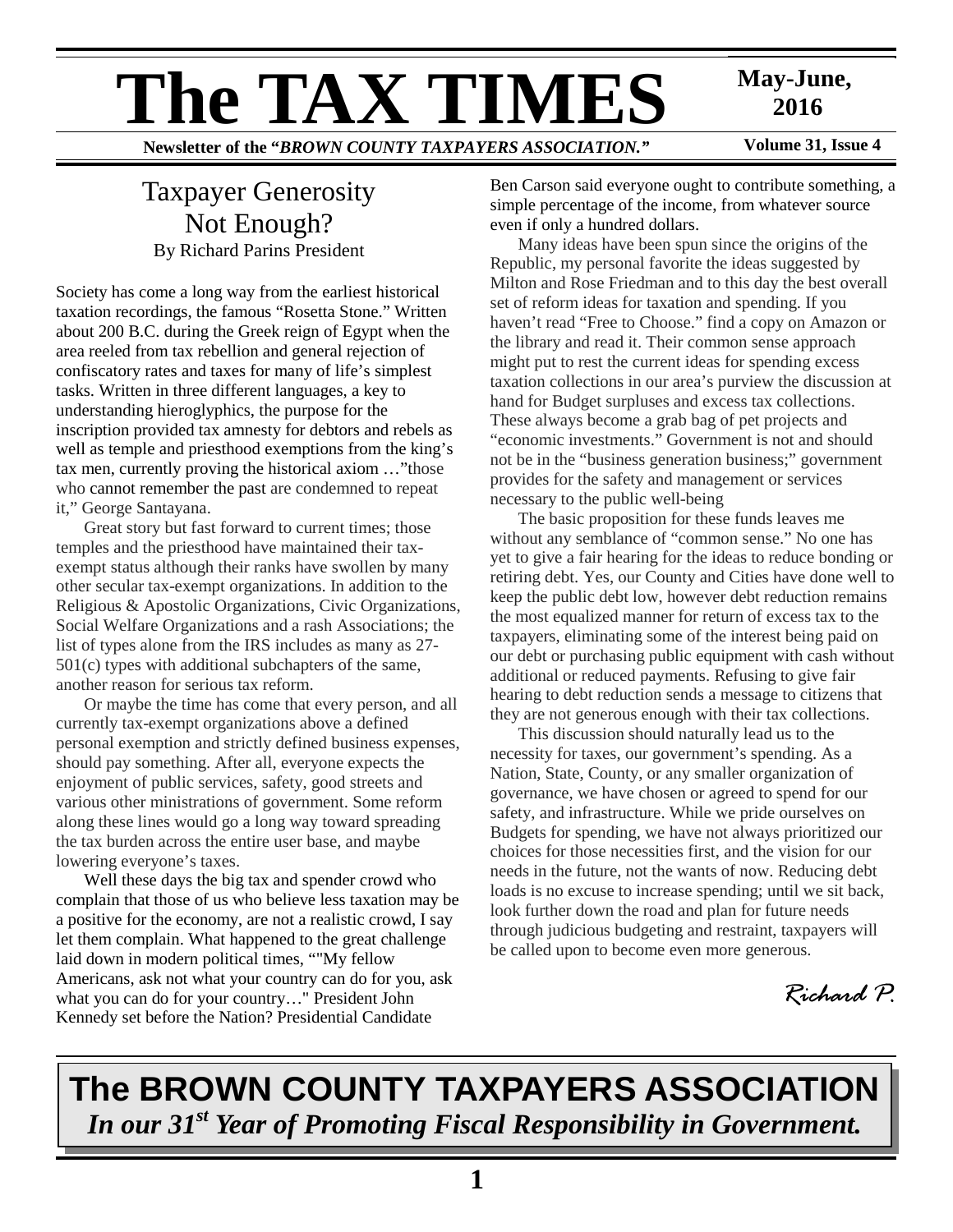# The TAX TIMES

**May-June, 2016**

**Newsletter of the "*BROWN COUNTY TAXPAYERS ASSOCIATION.*"**

**Volume 31, Issue 4**

## Taxpayer Generosity Not Enough?

By Richard Parins President

Society has come a long way from the earliest historical taxation recordings, the famous "Rosetta Stone." Written about 200 B.C. during the Greek reign of Egypt when the area reeled from tax rebellion and general rejection of confiscatory rates and taxes for many of life's simplest tasks. Written in three different languages, a key to understanding hieroglyphics, the purpose for the inscription provided tax amnesty for debtors and rebels as well as temple and priesthood exemptions from the king's tax men, currently proving the historical axiom …"those who cannot remember the past are condemned to repeat it," George Santayana.

Great story but fast forward to current times; those temples and the priesthood have maintained their tax-exempt status although their ranks have swollen by many other secular tax-exempt organizations. In addition to the Religious & Apostolic Organizations, Civic Organizations, Social Welfare Organizations and a rash Associations; the list of types alone from the IRS includes as many as 27-501(c) types with additional subchapters of the same, another reason for serious tax reform.

Or maybe the time has come that every person, and all currently tax-exempt organizations above a defined personal exemption and strictly defined business expenses, should pay something. After all, everyone expects the enjoyment of public services, safety, good streets and various other ministrations of government. Some reform along these lines would go a long way toward spreading the tax burden across the entire user base, and maybe lowering everyone's taxes.

Well these days the big tax and spender crowd who complain that those of us who believe less taxation may be a positive for the economy, are not a realistic crowd, I say let them complain. What happened to the great challenge laid down in modern political times, ""My fellow Americans, ask not what your country can do for you, ask what you can do for your country…" President John Kennedy set before the Nation? Presidential Candidate Ben Carson said everyone ought to contribute something, a simple percentage of the income, from whatever source even if only a hundred dollars.

Many ideas have been spun since the origins of the Republic, my personal favorite the ideas suggested by Milton and Rose Friedman and to this day the best overall set of reform ideas for taxation and spending. If you haven't read "Free to Choose." find a copy on Amazon or the library and read it. Their common sense approach might put to rest the current ideas for spending excess taxation collections in our area's purview the discussion at hand for Budget surpluses and excess tax collections. These always become a grab bag of pet projects and "economic investments." Government is not and should not be in the "business generation business;" government provides for the safety and management or services necessary to the public well-being

The basic proposition for these funds leaves me without any semblance of "common sense." No one has yet to give a fair hearing for the ideas to reduce bonding or retiring debt. Yes, our County and Cities have done well to keep the public debt low, however debt reduction remains the most equalized manner for return of excess tax to the taxpayers, eliminating some of the interest being paid on our debt or purchasing public equipment with cash without additional or reduced payments. Refusing to give fair hearing to debt reduction sends a message to citizens that they are not generous enough with their tax collections.

This discussion should naturally lead us to the necessity for taxes, our government's spending. As a Nation, State, County, or any smaller organization of governance, we have chosen or agreed to spend for our safety, and infrastructure. While we pride ourselves on Budgets for spending, we have not always prioritized our choices for those necessities first, and the vision for our needs in the future, not the wants of now. Reducing debt loads is no excuse to increase spending; until we sit back, look further down the road and plan for future needs through judicious budgeting and restraint, taxpayers will be called upon to become even more generous.

*Richard P.*

**The BROWN COUNTY TAXPAYERS ASSOCIATION**

***In our 31st Year of Promoting Fiscal Responsibility in Government.***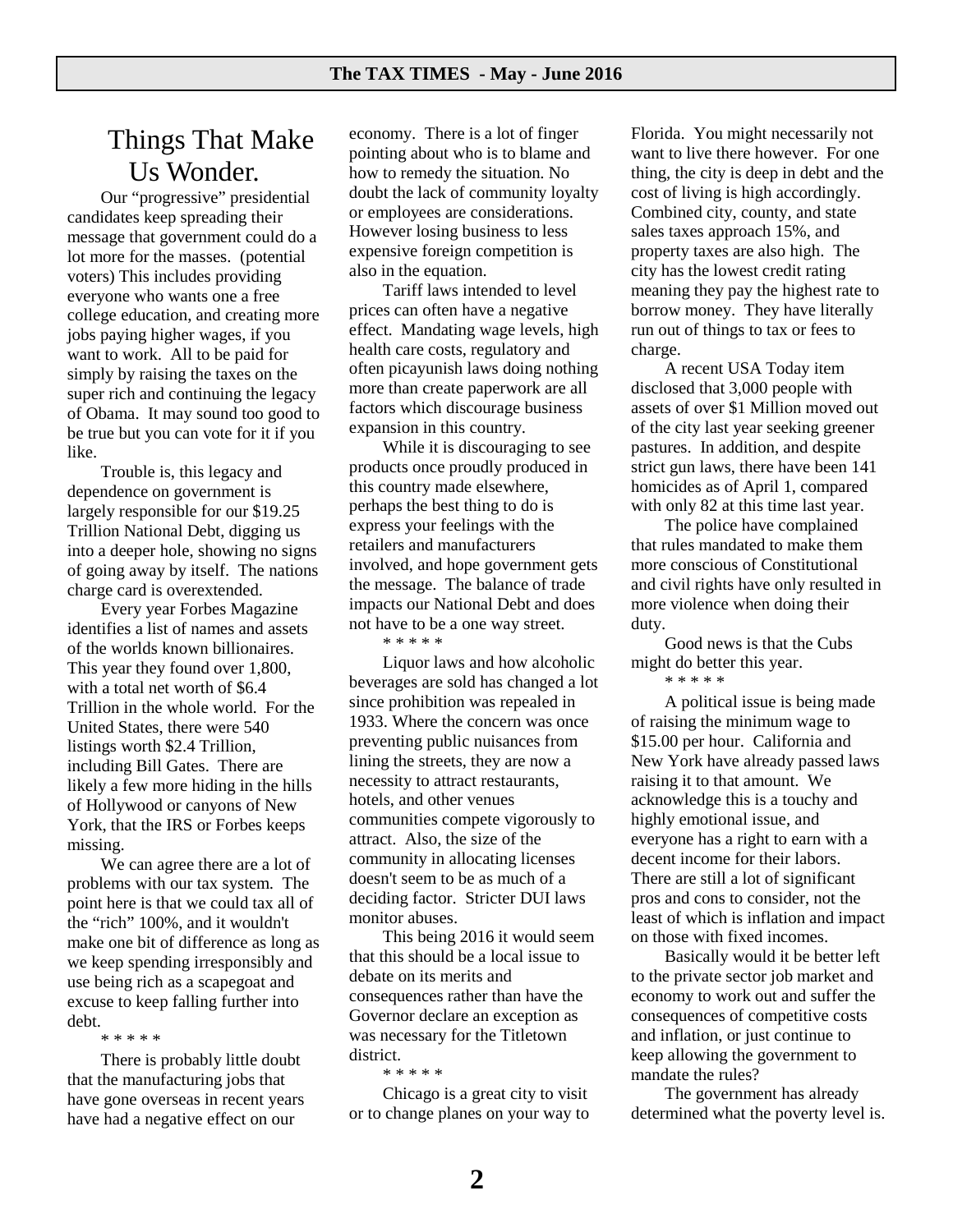# Things That Make Us Wonder.

Our "progressive" presidential candidates keep spreading their message that government could do a lot more for the masses. (potential voters) This includes providing everyone who wants one a free college education, and creating more jobs paying higher wages, if you want to work. All to be paid for simply by raising the taxes on the super rich and continuing the legacy of Obama. It may sound too good to be true but you can vote for it if you like.

Trouble is, this legacy and dependence on government is largely responsible for our $19.25 Trillion National Debt, digging us into a deeper hole, showing no signs of going away by itself. The nations charge card is overextended.

Every year Forbes Magazine identifies a list of names and assets of the worlds known billionaires. This year they found over 1,800, with a total net worth of $6.4 Trillion in the whole world. For the United States, there were 540 listings worth $2.4 Trillion, including Bill Gates. There are likely a few more hiding in the hills of Hollywood or canyons of New York, that the IRS or Forbes keeps missing.

We can agree there are a lot of problems with our tax system. The point here is that we could tax all of the "rich" 100%, and it wouldn't make one bit of difference as long as we keep spending irresponsibly and use being rich as a scapegoat and excuse to keep falling further into debt.

\* \* \* \* \*

There is probably little doubt that the manufacturing jobs that have gone overseas in recent years have had a negative effect on our economy. There is a lot of finger pointing about who is to blame and how to remedy the situation. No doubt the lack of community loyalty or employees are considerations. However losing business to less expensive foreign competition is also in the equation.

Tariff laws intended to level prices can often have a negative effect. Mandating wage levels, high health care costs, regulatory and often picayunish laws doing nothing more than create paperwork are all factors which discourage business expansion in this country.

While it is discouraging to see products once proudly produced in this country made elsewhere, perhaps the best thing to do is express your feelings with the retailers and manufacturers involved, and hope government gets the message. The balance of trade impacts our National Debt and does not have to be a one way street.

\* \* \* \* \*

Liquor laws and how alcoholic beverages are sold has changed a lot since prohibition was repealed in 1933. Where the concern was once preventing public nuisances from lining the streets, they are now a necessity to attract restaurants, hotels, and other venues communities compete vigorously to attract. Also, the size of the community in allocating licenses doesn't seem to be as much of a deciding factor. Stricter DUI laws monitor abuses.

This being 2016 it would seem that this should be a local issue to debate on its merits and consequences rather than have the Governor declare an exception as was necessary for the Titletown district.

\* \* \* \* \*

Chicago is a great city to visit or to change planes on your way to Florida. You might necessarily not want to live there however. For one thing, the city is deep in debt and the cost of living is high accordingly. Combined city, county, and state sales taxes approach 15%, and property taxes are also high. The city has the lowest credit rating meaning they pay the highest rate to borrow money. They have literally run out of things to tax or fees to charge.

A recent USA Today item disclosed that 3,000 people with assets of over $1 Million moved out of the city last year seeking greener pastures. In addition, and despite strict gun laws, there have been 141 homicides as of April 1, compared with only 82 at this time last year.

The police have complained that rules mandated to make them more conscious of Constitutional and civil rights have only resulted in more violence when doing their duty.

Good news is that the Cubs might do better this year.

\* \* \* \* \*

A political issue is being made of raising the minimum wage to $15.00 per hour. California and New York have already passed laws raising it to that amount. We acknowledge this is a touchy and highly emotional issue, and everyone has a right to earn with a decent income for their labors. There are still a lot of significant pros and cons to consider, not the least of which is inflation and impact on those with fixed incomes.

Basically would it be better left to the private sector job market and economy to work out and suffer the consequences of competitive costs and inflation, or just continue to keep allowing the government to mandate the rules?

The government has already determined what the poverty level is.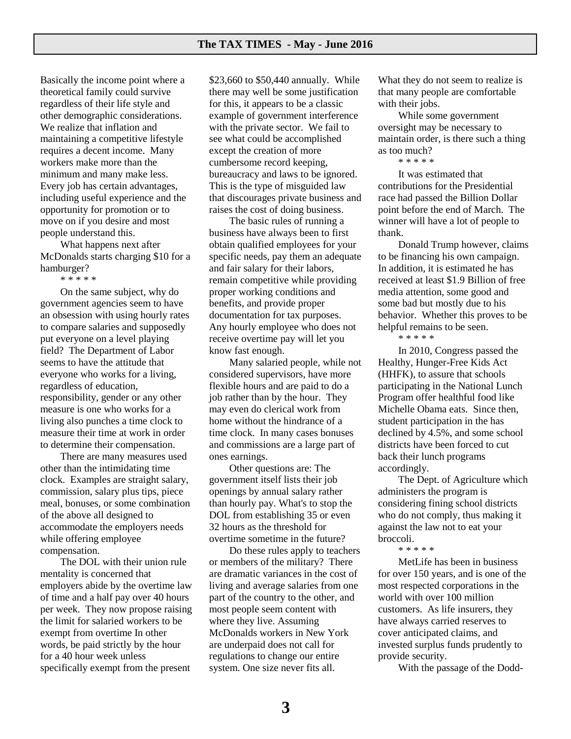Basically the income point where a theoretical family could survive regardless of their life style and other demographic considerations. We realize that inflation and maintaining a competitive lifestyle requires a decent income. Many workers make more than the minimum and many make less. Every job has certain advantages, including useful experience and the opportunity for promotion or to move on if you desire and most people understand this.

What happens next after McDonalds starts charging $10 for a hamburger?

\* \* \* \* \*

On the same subject, why do government agencies seem to have an obsession with using hourly rates to compare salaries and supposedly put everyone on a level playing field? The Department of Labor seems to have the attitude that everyone who works for a living, regardless of education, responsibility, gender or any other measure is one who works for a living also punches a time clock to measure their time at work in order to determine their compensation.

There are many measures used other than the intimidating time clock. Examples are straight salary, commission, salary plus tips, piece meal, bonuses, or some combination of the above all designed to accommodate the employers needs while offering employee compensation.

The DOL with their union rule mentality is concerned that employers abide by the overtime law of time and a half pay over 40 hours per week. They now propose raising the limit for salaried workers to be exempt from overtime In other words, be paid strictly by the hour for a 40 hour week unless specifically exempt from the present $23,660 to $50,440 annually. While there may well be some justification for this, it appears to be a classic example of government interference with the private sector. We fail to see what could be accomplished except the creation of more cumbersome record keeping, bureaucracy and laws to be ignored. This is the type of misguided law that discourages private business and raises the cost of doing business.

The basic rules of running a business have always been to first obtain qualified employees for your specific needs, pay them an adequate and fair salary for their labors, remain competitive while providing proper working conditions and benefits, and provide proper documentation for tax purposes. Any hourly employee who does not receive overtime pay will let you know fast enough.

Many salaried people, while not considered supervisors, have more flexible hours and are paid to do a job rather than by the hour. They may even do clerical work from home without the hindrance of a time clock. In many cases bonuses and commissions are a large part of ones earnings.

Other questions are: The government itself lists their job openings by annual salary rather than hourly pay. What's to stop the DOL from establishing 35 or even 32 hours as the threshold for overtime sometime in the future?

Do these rules apply to teachers or members of the military? There are dramatic variances in the cost of living and average salaries from one part of the country to the other, and most people seem content with where they live. Assuming McDonalds workers in New York are underpaid does not call for regulations to change our entire system. One size never fits all.

What they do not seem to realize is that many people are comfortable with their jobs.

While some government oversight may be necessary to maintain order, is there such a thing as too much?

\* \* \* \* \*

It was estimated that contributions for the Presidential race had passed the Billion Dollar point before the end of March. The winner will have a lot of people to thank.

Donald Trump however, claims to be financing his own campaign. In addition, it is estimated he has received at least $1.9 Billion of free media attention, some good and some bad but mostly due to his behavior. Whether this proves to be helpful remains to be seen.

\* \* \* \* \*

In 2010, Congress passed the Healthy, Hunger-Free Kids Act (HHFK), to assure that schools participating in the National Lunch Program offer healthful food like Michelle Obama eats. Since then, student participation in the has declined by 4.5%, and some school districts have been forced to cut back their lunch programs accordingly.

The Dept. of Agriculture which administers the program is considering fining school districts who do not comply, thus making it against the law not to eat your broccoli.

\* \* \* \* \*

MetLife has been in business for over 150 years, and is one of the most respected corporations in the world with over 100 million customers. As life insurers, they have always carried reserves to cover anticipated claims, and invested surplus funds prudently to provide security.

With the passage of the Dodd-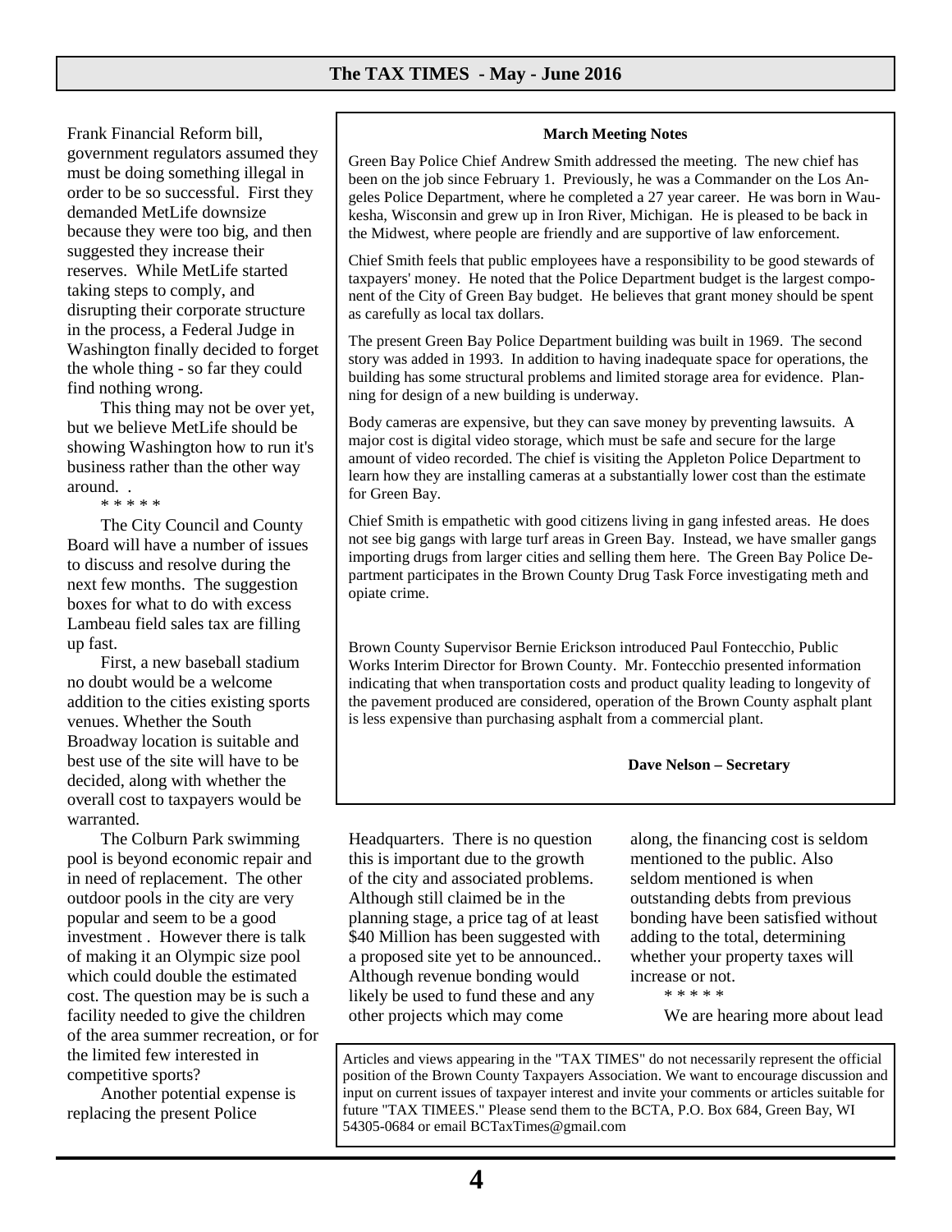Frank Financial Reform bill, government regulators assumed they must be doing something illegal in order to be so successful. First they demanded MetLife downsize because they were too big, and then suggested they increase their reserves. While MetLife started taking steps to comply, and disrupting their corporate structure in the process, a Federal Judge in Washington finally decided to forget the whole thing - so far they could find nothing wrong.

This thing may not be over yet, but we believe MetLife should be showing Washington how to run it's business rather than the other way around. .

\* \* \* \* \*

The City Council and County Board will have a number of issues to discuss and resolve during the next few months. The suggestion boxes for what to do with excess Lambeau field sales tax are filling up fast.

First, a new baseball stadium no doubt would be a welcome addition to the cities existing sports venues. Whether the South Broadway location is suitable and best use of the site will have to be decided, along with whether the overall cost to taxpayers would be warranted.

The Colburn Park swimming pool is beyond economic repair and in need of replacement. The other outdoor pools in the city are very popular and seem to be a good investment . However there is talk of making it an Olympic size pool which could double the estimated cost. The question may be is such a facility needed to give the children of the area summer recreation, or for the limited few interested in competitive sports?

Another potential expense is replacing the present Police Headquarters. There is no question this is important due to the growth of the city and associated problems. Although still claimed be in the planning stage, a price tag of at least \$40 Million has been suggested with a proposed site yet to be announced.. Although revenue bonding would likely be used to fund these and any other projects which may come along, the financing cost is seldom mentioned to the public. Also seldom mentioned is when outstanding debts from previous bonding have been satisfied without adding to the total, determining whether your property taxes will increase or not.

\* \* \* \* \*

We are hearing more about lead

---

**March Meeting Notes**

Green Bay Police Chief Andrew Smith addressed the meeting. The new chief has been on the job since February 1. Previously, he was a Commander on the Los Angeles Police Department, where he completed a 27 year career. He was born in Waukesha, Wisconsin and grew up in Iron River, Michigan. He is pleased to be back in the Midwest, where people are friendly and are supportive of law enforcement.

Chief Smith feels that public employees have a responsibility to be good stewards of taxpayers' money. He noted that the Police Department budget is the largest component of the City of Green Bay budget. He believes that grant money should be spent as carefully as local tax dollars.

The present Green Bay Police Department building was built in 1969. The second story was added in 1993. In addition to having inadequate space for operations, the building has some structural problems and limited storage area for evidence. Planning for design of a new building is underway.

Body cameras are expensive, but they can save money by preventing lawsuits. A major cost is digital video storage, which must be safe and secure for the large amount of video recorded. The chief is visiting the Appleton Police Department to learn how they are installing cameras at a substantially lower cost than the estimate for Green Bay.

Chief Smith is empathetic with good citizens living in gang infested areas. He does not see big gangs with large turf areas in Green Bay. Instead, we have smaller gangs importing drugs from larger cities and selling them here. The Green Bay Police Department participates in the Brown County Drug Task Force investigating meth and opiate crime.

Brown County Supervisor Bernie Erickson introduced Paul Fontecchio, Public Works Interim Director for Brown County. Mr. Fontecchio presented information indicating that when transportation costs and product quality leading to longevity of the pavement produced are considered, operation of the Brown County asphalt plant is less expensive than purchasing asphalt from a commercial plant.

**Dave Nelson – Secretary**

---

Articles and views appearing in the "TAX TIMES" do not necessarily represent the official position of the Brown County Taxpayers Association. We want to encourage discussion and input on current issues of taxpayer interest and invite your comments or articles suitable for future "TAX TIMEES." Please send them to the BCTA, P.O. Box 684, Green Bay, WI 54305-0684 or email BCTaxTimes@gmail.com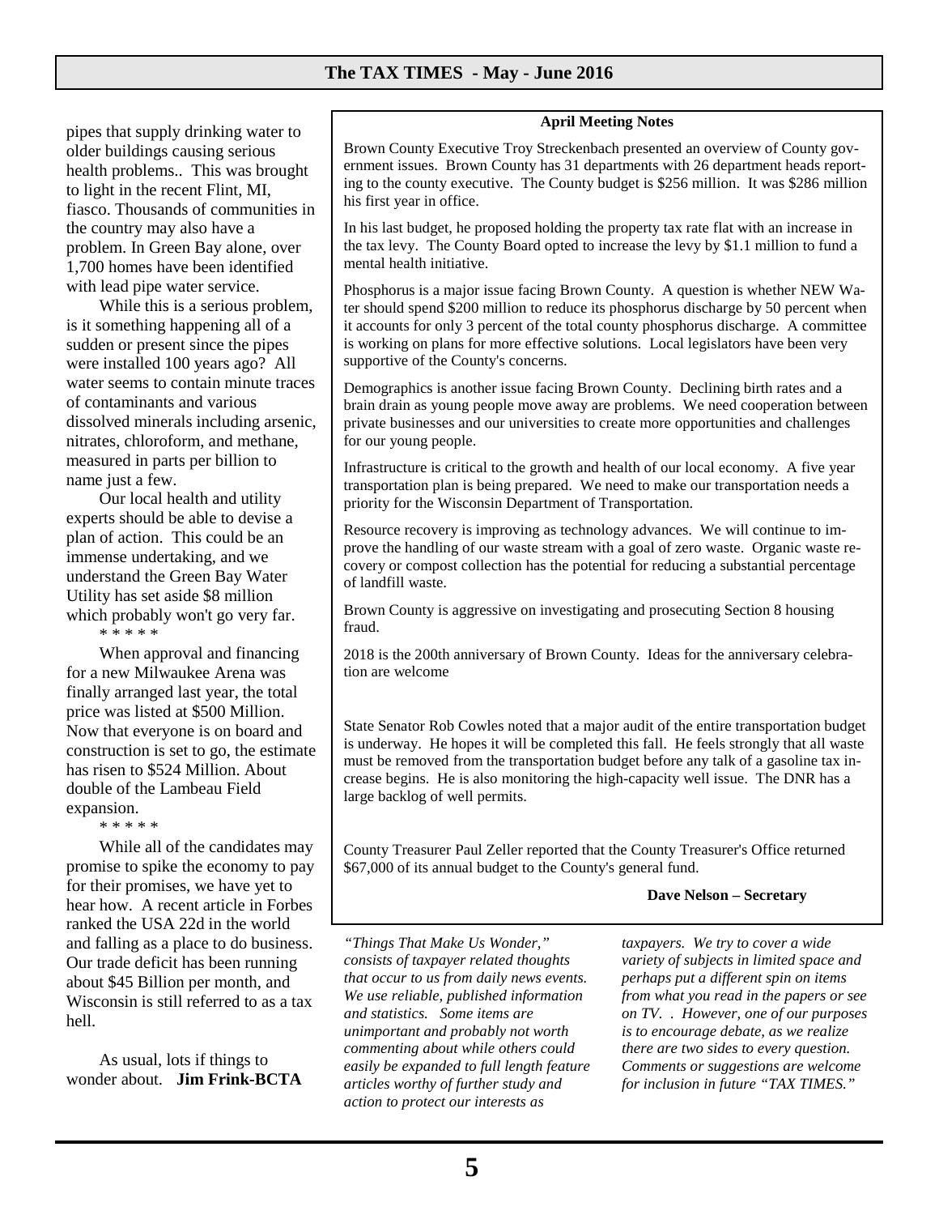pipes that supply drinking water to older buildings causing serious health problems.. This was brought to light in the recent Flint, MI, fiasco. Thousands of communities in the country may also have a problem. In Green Bay alone, over 1,700 homes have been identified with lead pipe water service.

While this is a serious problem, is it something happening all of a sudden or present since the pipes were installed 100 years ago? All water seems to contain minute traces of contaminants and various dissolved minerals including arsenic, nitrates, chloroform, and methane, measured in parts per billion to name just a few.

Our local health and utility experts should be able to devise a plan of action. This could be an immense undertaking, and we understand the Green Bay Water Utility has set aside $8 million which probably won't go very far.

\* \* \* \* \*

When approval and financing for a new Milwaukee Arena was finally arranged last year, the total price was listed at $500 Million. Now that everyone is on board and construction is set to go, the estimate has risen to $524 Million. About double of the Lambeau Field expansion.

\* \* \* \* \*

While all of the candidates may promise to spike the economy to pay for their promises, we have yet to hear how. A recent article in Forbes ranked the USA 22d in the world and falling as a place to do business. Our trade deficit has been running about $45 Billion per month, and Wisconsin is still referred to as a tax hell.

As usual, lots if things to wonder about. **Jim Frink-BCTA**

### April Meeting Notes

Brown County Executive Troy Streckenbach presented an overview of County government issues. Brown County has 31 departments with 26 department heads reporting to the county executive. The County budget is $256 million. It was $286 million his first year in office.

In his last budget, he proposed holding the property tax rate flat with an increase in the tax levy. The County Board opted to increase the levy by $1.1 million to fund a mental health initiative.

Phosphorus is a major issue facing Brown County. A question is whether NEW Water should spend $200 million to reduce its phosphorus discharge by 50 percent when it accounts for only 3 percent of the total county phosphorus discharge. A committee is working on plans for more effective solutions. Local legislators have been very supportive of the County's concerns.

Demographics is another issue facing Brown County. Declining birth rates and a brain drain as young people move away are problems. We need cooperation between private businesses and our universities to create more opportunities and challenges for our young people.

Infrastructure is critical to the growth and health of our local economy. A five year transportation plan is being prepared. We need to make our transportation needs a priority for the Wisconsin Department of Transportation.

Resource recovery is improving as technology advances. We will continue to improve the handling of our waste stream with a goal of zero waste. Organic waste recovery or compost collection has the potential for reducing a substantial percentage of landfill waste.

Brown County is aggressive on investigating and prosecuting Section 8 housing fraud.

2018 is the 200th anniversary of Brown County. Ideas for the anniversary celebration are welcome

State Senator Rob Cowles noted that a major audit of the entire transportation budget is underway. He hopes it will be completed this fall. He feels strongly that all waste must be removed from the transportation budget before any talk of a gasoline tax increase begins. He is also monitoring the high-capacity well issue. The DNR has a large backlog of well permits.

County Treasurer Paul Zeller reported that the County Treasurer's Office returned $67,000 of its annual budget to the County's general fund.

**Dave Nelson – Secretary**

*"Things That Make Us Wonder," consists of taxpayer related thoughts that occur to us from daily news events. We use reliable, published information and statistics. Some items are unimportant and probably not worth commenting about while others could easily be expanded to full length feature articles worthy of further study and action to protect our interests as taxpayers. We try to cover a wide variety of subjects in limited space and perhaps put a different spin on items from what you read in the papers or see on TV. . However, one of our purposes is to encourage debate, as we realize there are two sides to every question. Comments or suggestions are welcome for inclusion in future "TAX TIMES."*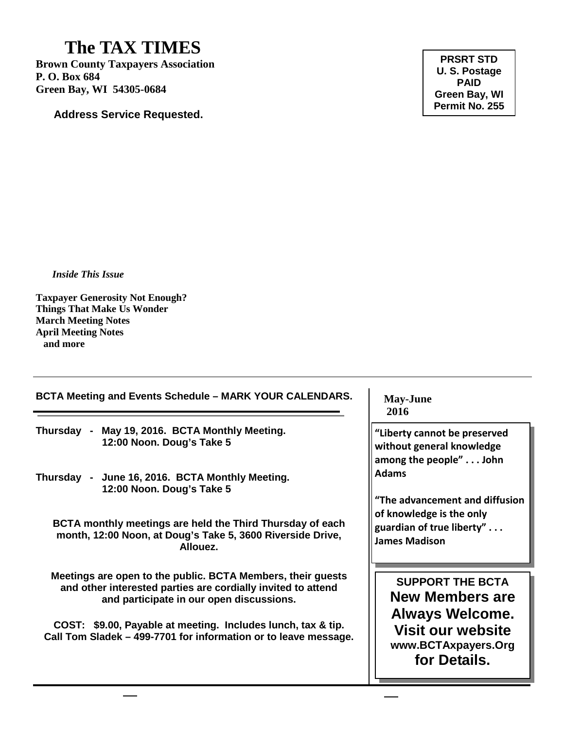# The TAX TIMES

**Brown County Taxpayers Association**
**P. O. Box 684**
**Green Bay, WI 54305-0684**

**Address Service Requested.**

**PRSRT STD**
**U. S. Postage**
**PAID**
**Green Bay, WI**
**Permit No. 255**

*Inside This Issue*

**Taxpayer Generosity Not Enough?**
**Things That Make Us Wonder**
**March Meeting Notes**
**April Meeting Notes**
**and more**

---

**BCTA Meeting and Events Schedule – MARK YOUR CALENDARS.**

**Thursday - May 19, 2016. BCTA Monthly Meeting.**
**12:00 Noon. Doug's Take 5**

**Thursday - June 16, 2016. BCTA Monthly Meeting.**
**12:00 Noon. Doug's Take 5**

**BCTA monthly meetings are held the Third Thursday of each month, 12:00 Noon, at Doug's Take 5, 3600 Riverside Drive, Allouez.**

**Meetings are open to the public. BCTA Members, their guests and other interested parties are cordially invited to attend and participate in our open discussions.**

**COST: $9.00, Payable at meeting. Includes lunch, tax & tip. Call Tom Sladek – 499-7701 for information or to leave message.**

**May-June 2016**

**"Liberty cannot be preserved without general knowledge among the people" . . . John Adams**

**"The advancement and diffusion of knowledge is the only guardian of true liberty" . . . James Madison**

**SUPPORT THE BCTA**
**New Members are Always Welcome.**
**Visit our website**
**www.BCTAxpayers.Org**
**for Details.**